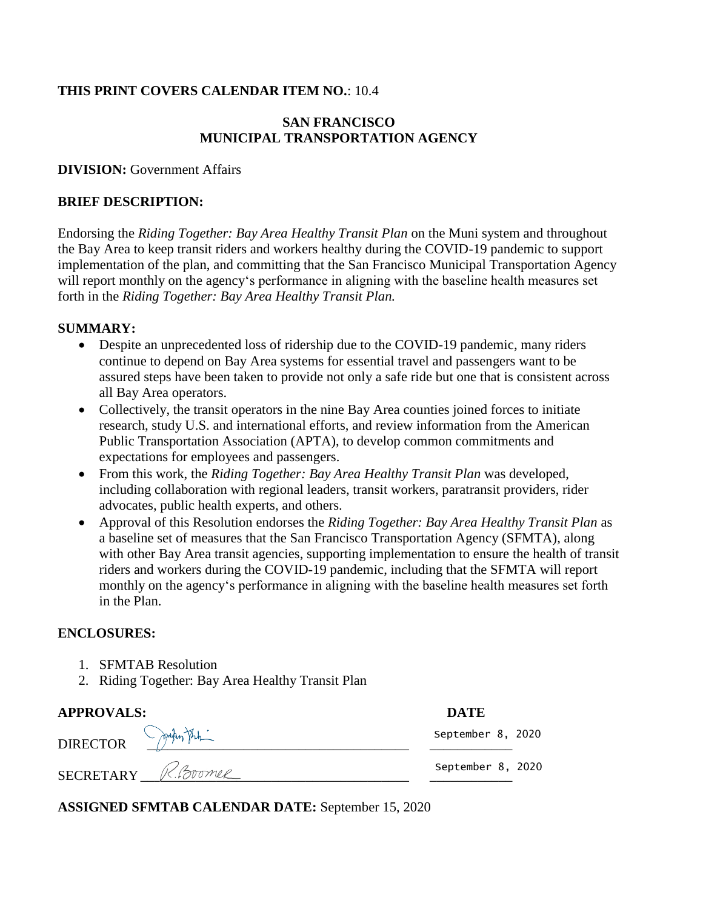**THIS PRINT COVERS CALENDAR ITEM NO.**: 10.4

**SAN FRANCISCO**
**MUNICIPAL TRANSPORTATION AGENCY**

**DIVISION:** Government Affairs

**BRIEF DESCRIPTION:**

Endorsing the *Riding Together: Bay Area Healthy Transit Plan* on the Muni system and throughout the Bay Area to keep transit riders and workers healthy during the COVID-19 pandemic to support implementation of the plan, and committing that the San Francisco Municipal Transportation Agency will report monthly on the agency's performance in aligning with the baseline health measures set forth in the *Riding Together: Bay Area Healthy Transit Plan.*

**SUMMARY:**

- Despite an unprecedented loss of ridership due to the COVID-19 pandemic, many riders continue to depend on Bay Area systems for essential travel and passengers want to be assured steps have been taken to provide not only a safe ride but one that is consistent across all Bay Area operators.
- Collectively, the transit operators in the nine Bay Area counties joined forces to initiate research, study U.S. and international efforts, and review information from the American Public Transportation Association (APTA), to develop common commitments and expectations for employees and passengers.
- From this work, the *Riding Together: Bay Area Healthy Transit Plan* was developed, including collaboration with regional leaders, transit workers, paratransit providers, rider advocates, public health experts, and others.
- Approval of this Resolution endorses the *Riding Together: Bay Area Healthy Transit Plan* as a baseline set of measures that the San Francisco Transportation Agency (SFMTA), along with other Bay Area transit agencies, supporting implementation to ensure the health of transit riders and workers during the COVID-19 pandemic, including that the SFMTA will report monthly on the agency's performance in aligning with the baseline health measures set forth in the Plan.

**ENCLOSURES:**

1. SFMTAB Resolution
2. Riding Together: Bay Area Healthy Transit Plan

| **APPROVALS:** | | **DATE** |
|---|---|---|
| DIRECTOR | [signature] | September 8, 2020 |
| SECRETARY | R.Boomer | September 8, 2020 |

**ASSIGNED SFMTAB CALENDAR DATE:** September 15, 2020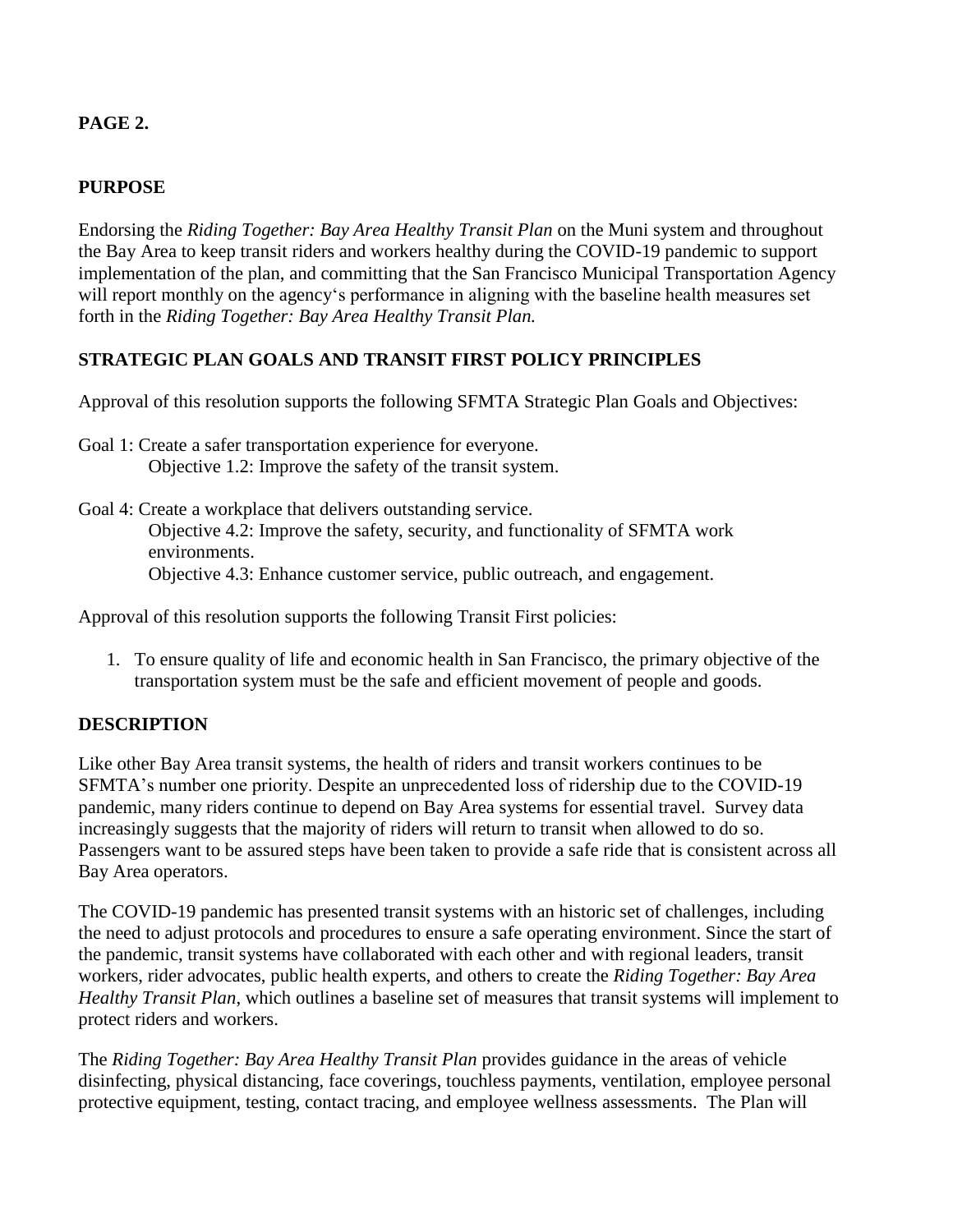**PAGE 2.**

**PURPOSE**

Endorsing the *Riding Together: Bay Area Healthy Transit Plan* on the Muni system and throughout the Bay Area to keep transit riders and workers healthy during the COVID-19 pandemic to support implementation of the plan, and committing that the San Francisco Municipal Transportation Agency will report monthly on the agency's performance in aligning with the baseline health measures set forth in the *Riding Together: Bay Area Healthy Transit Plan.*

**STRATEGIC PLAN GOALS AND TRANSIT FIRST POLICY PRINCIPLES**

Approval of this resolution supports the following SFMTA Strategic Plan Goals and Objectives:

Goal 1: Create a safer transportation experience for everyone.
  Objective 1.2: Improve the safety of the transit system.

Goal 4: Create a workplace that delivers outstanding service.
  Objective 4.2: Improve the safety, security, and functionality of SFMTA work environments.
  Objective 4.3: Enhance customer service, public outreach, and engagement.

Approval of this resolution supports the following Transit First policies:

1. To ensure quality of life and economic health in San Francisco, the primary objective of the transportation system must be the safe and efficient movement of people and goods.

**DESCRIPTION**

Like other Bay Area transit systems, the health of riders and transit workers continues to be SFMTA's number one priority. Despite an unprecedented loss of ridership due to the COVID-19 pandemic, many riders continue to depend on Bay Area systems for essential travel. Survey data increasingly suggests that the majority of riders will return to transit when allowed to do so. Passengers want to be assured steps have been taken to provide a safe ride that is consistent across all Bay Area operators.

The COVID-19 pandemic has presented transit systems with an historic set of challenges, including the need to adjust protocols and procedures to ensure a safe operating environment. Since the start of the pandemic, transit systems have collaborated with each other and with regional leaders, transit workers, rider advocates, public health experts, and others to create the *Riding Together: Bay Area Healthy Transit Plan*, which outlines a baseline set of measures that transit systems will implement to protect riders and workers.

The *Riding Together: Bay Area Healthy Transit Plan* provides guidance in the areas of vehicle disinfecting, physical distancing, face coverings, touchless payments, ventilation, employee personal protective equipment, testing, contact tracing, and employee wellness assessments. The Plan will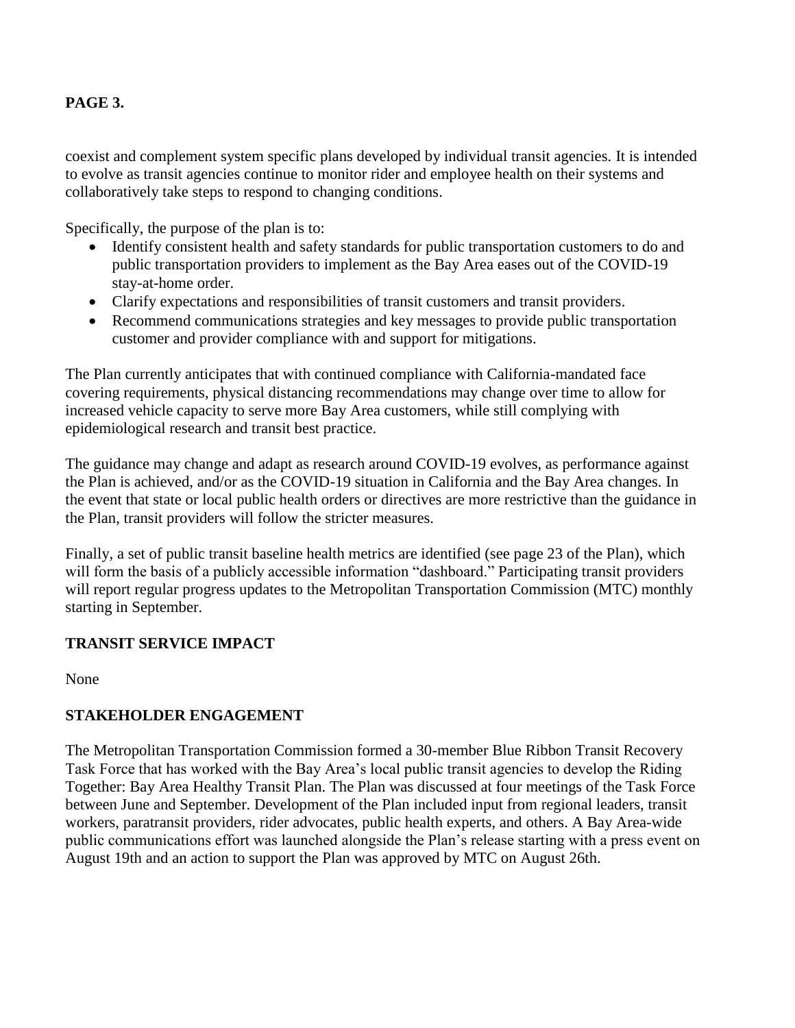coexist and complement system specific plans developed by individual transit agencies. It is intended to evolve as transit agencies continue to monitor rider and employee health on their systems and collaboratively take steps to respond to changing conditions.

Specifically, the purpose of the plan is to:

- Identify consistent health and safety standards for public transportation customers to do and public transportation providers to implement as the Bay Area eases out of the COVID-19 stay-at-home order.
- Clarify expectations and responsibilities of transit customers and transit providers.
- Recommend communications strategies and key messages to provide public transportation customer and provider compliance with and support for mitigations.

The Plan currently anticipates that with continued compliance with California-mandated face covering requirements, physical distancing recommendations may change over time to allow for increased vehicle capacity to serve more Bay Area customers, while still complying with epidemiological research and transit best practice.

The guidance may change and adapt as research around COVID-19 evolves, as performance against the Plan is achieved, and/or as the COVID-19 situation in California and the Bay Area changes. In the event that state or local public health orders or directives are more restrictive than the guidance in the Plan, transit providers will follow the stricter measures.

Finally, a set of public transit baseline health metrics are identified (see page 23 of the Plan), which will form the basis of a publicly accessible information "dashboard." Participating transit providers will report regular progress updates to the Metropolitan Transportation Commission (MTC) monthly starting in September.

## TRANSIT SERVICE IMPACT

None

## STAKEHOLDER ENGAGEMENT

The Metropolitan Transportation Commission formed a 30-member Blue Ribbon Transit Recovery Task Force that has worked with the Bay Area's local public transit agencies to develop the Riding Together: Bay Area Healthy Transit Plan. The Plan was discussed at four meetings of the Task Force between June and September. Development of the Plan included input from regional leaders, transit workers, paratransit providers, rider advocates, public health experts, and others. A Bay Area-wide public communications effort was launched alongside the Plan's release starting with a press event on August 19th and an action to support the Plan was approved by MTC on August 26th.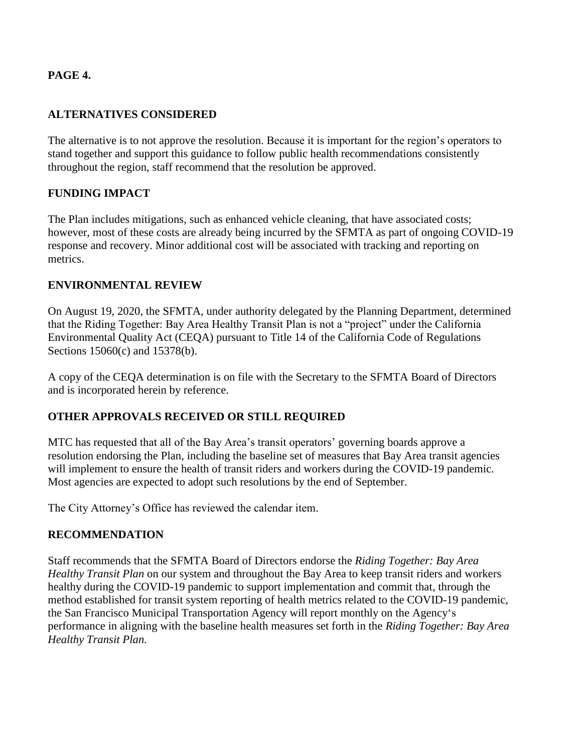**PAGE 4.**

## ALTERNATIVES CONSIDERED

The alternative is to not approve the resolution. Because it is important for the region's operators to stand together and support this guidance to follow public health recommendations consistently throughout the region, staff recommend that the resolution be approved.

## FUNDING IMPACT

The Plan includes mitigations, such as enhanced vehicle cleaning, that have associated costs; however, most of these costs are already being incurred by the SFMTA as part of ongoing COVID-19 response and recovery. Minor additional cost will be associated with tracking and reporting on metrics.

## ENVIRONMENTAL REVIEW

On August 19, 2020, the SFMTA, under authority delegated by the Planning Department, determined that the Riding Together: Bay Area Healthy Transit Plan is not a "project" under the California Environmental Quality Act (CEQA) pursuant to Title 14 of the California Code of Regulations Sections 15060(c) and 15378(b).

A copy of the CEQA determination is on file with the Secretary to the SFMTA Board of Directors and is incorporated herein by reference.

## OTHER APPROVALS RECEIVED OR STILL REQUIRED

MTC has requested that all of the Bay Area's transit operators' governing boards approve a resolution endorsing the Plan, including the baseline set of measures that Bay Area transit agencies will implement to ensure the health of transit riders and workers during the COVID-19 pandemic. Most agencies are expected to adopt such resolutions by the end of September.

The City Attorney's Office has reviewed the calendar item.

## RECOMMENDATION

Staff recommends that the SFMTA Board of Directors endorse the *Riding Together: Bay Area Healthy Transit Plan* on our system and throughout the Bay Area to keep transit riders and workers healthy during the COVID-19 pandemic to support implementation and commit that, through the method established for transit system reporting of health metrics related to the COVID-19 pandemic, the San Francisco Municipal Transportation Agency will report monthly on the Agency's performance in aligning with the baseline health measures set forth in the *Riding Together: Bay Area Healthy Transit Plan.*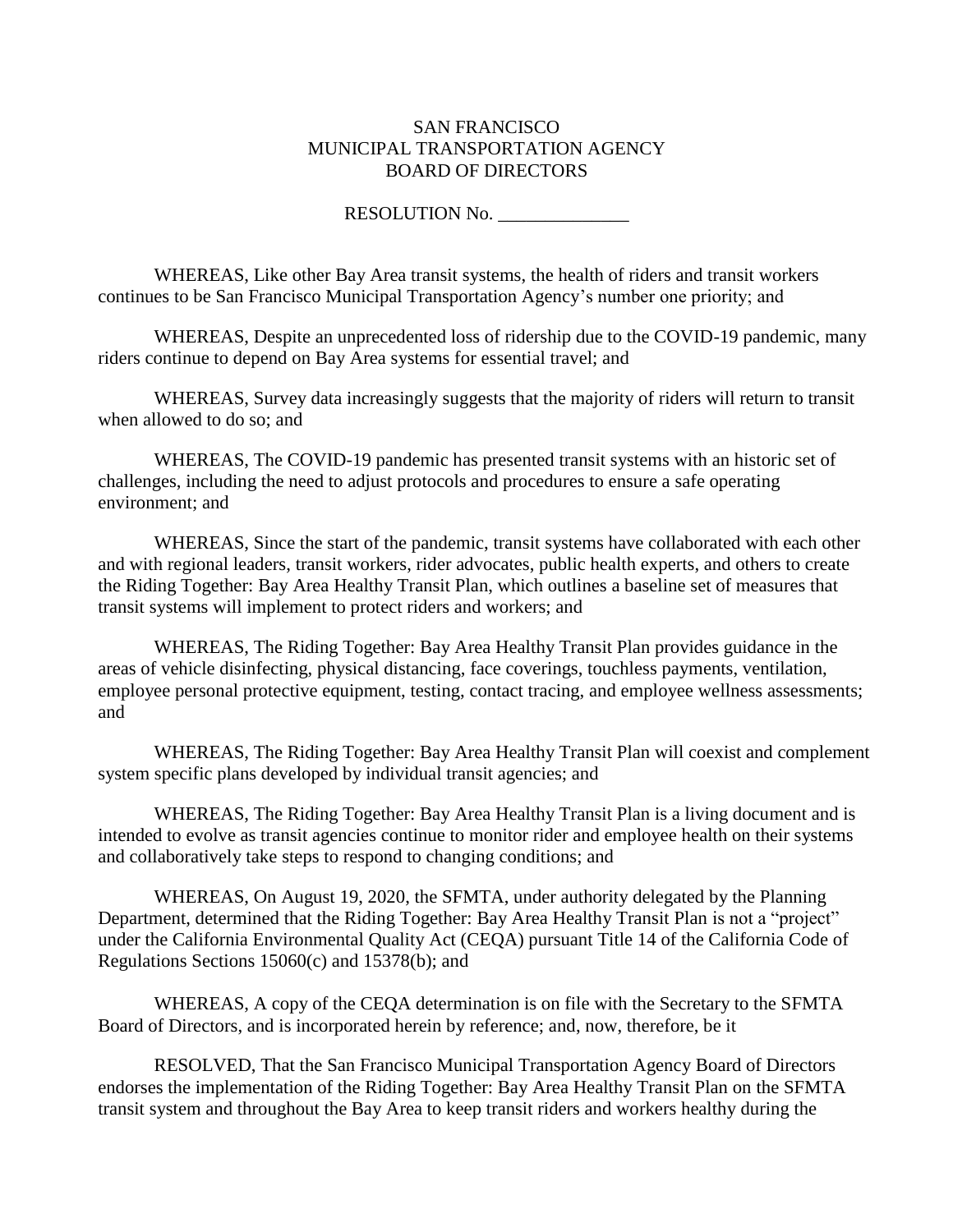SAN FRANCISCO
MUNICIPAL TRANSPORTATION AGENCY
BOARD OF DIRECTORS

RESOLUTION No. ______________

WHEREAS, Like other Bay Area transit systems, the health of riders and transit workers continues to be San Francisco Municipal Transportation Agency's number one priority; and

WHEREAS, Despite an unprecedented loss of ridership due to the COVID-19 pandemic, many riders continue to depend on Bay Area systems for essential travel; and

WHEREAS, Survey data increasingly suggests that the majority of riders will return to transit when allowed to do so; and

WHEREAS, The COVID-19 pandemic has presented transit systems with an historic set of challenges, including the need to adjust protocols and procedures to ensure a safe operating environment; and

WHEREAS, Since the start of the pandemic, transit systems have collaborated with each other and with regional leaders, transit workers, rider advocates, public health experts, and others to create the Riding Together: Bay Area Healthy Transit Plan, which outlines a baseline set of measures that transit systems will implement to protect riders and workers; and

WHEREAS, The Riding Together: Bay Area Healthy Transit Plan provides guidance in the areas of vehicle disinfecting, physical distancing, face coverings, touchless payments, ventilation, employee personal protective equipment, testing, contact tracing, and employee wellness assessments; and

WHEREAS, The Riding Together: Bay Area Healthy Transit Plan will coexist and complement system specific plans developed by individual transit agencies; and

WHEREAS, The Riding Together: Bay Area Healthy Transit Plan is a living document and is intended to evolve as transit agencies continue to monitor rider and employee health on their systems and collaboratively take steps to respond to changing conditions; and

WHEREAS, On August 19, 2020, the SFMTA, under authority delegated by the Planning Department, determined that the Riding Together: Bay Area Healthy Transit Plan is not a "project" under the California Environmental Quality Act (CEQA) pursuant Title 14 of the California Code of Regulations Sections 15060(c) and 15378(b); and

WHEREAS, A copy of the CEQA determination is on file with the Secretary to the SFMTA Board of Directors, and is incorporated herein by reference; and, now, therefore, be it

RESOLVED, That the San Francisco Municipal Transportation Agency Board of Directors endorses the implementation of the Riding Together: Bay Area Healthy Transit Plan on the SFMTA transit system and throughout the Bay Area to keep transit riders and workers healthy during the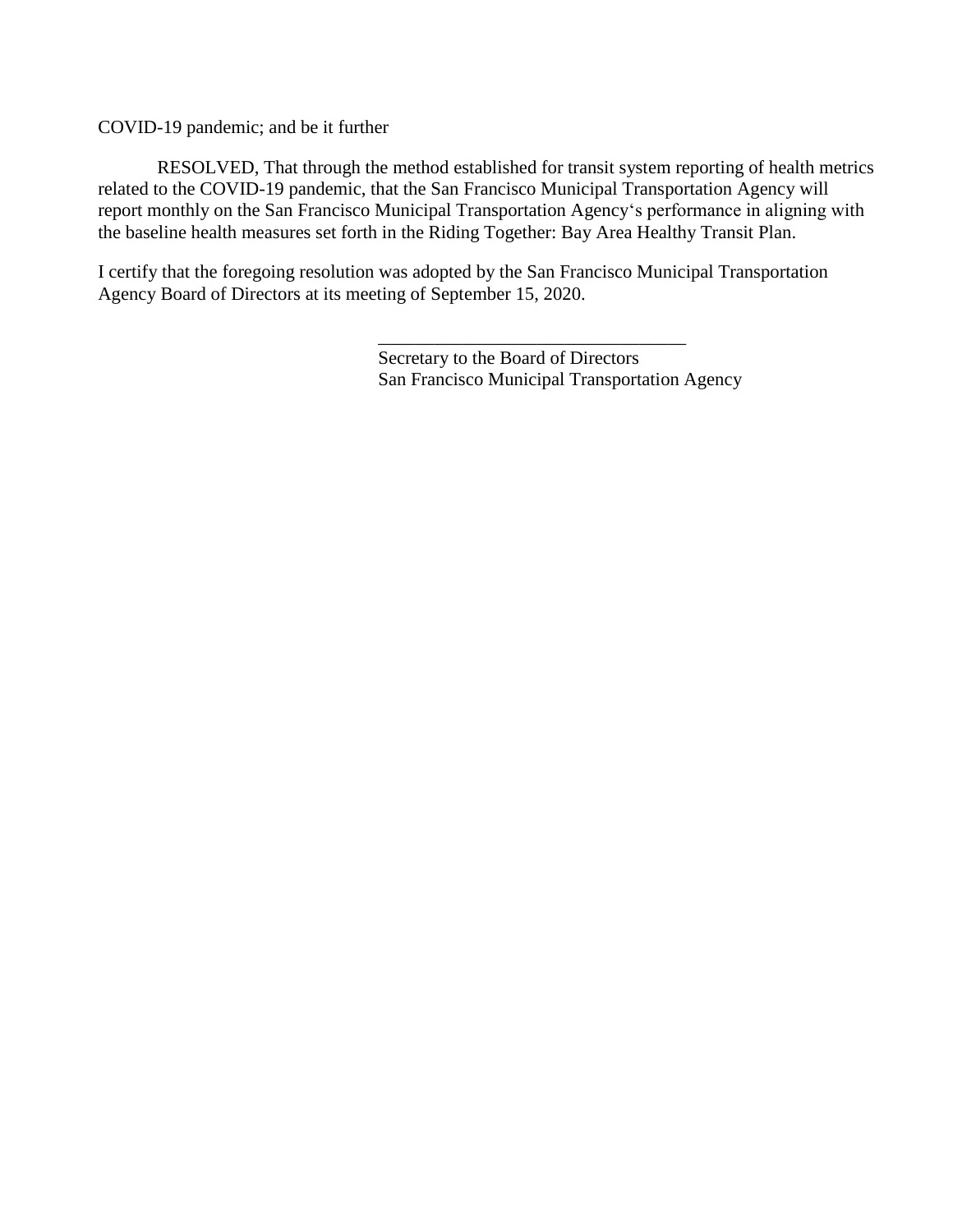COVID-19 pandemic; and be it further

RESOLVED, That through the method established for transit system reporting of health metrics related to the COVID-19 pandemic, that the San Francisco Municipal Transportation Agency will report monthly on the San Francisco Municipal Transportation Agency's performance in aligning with the baseline health measures set forth in the Riding Together: Bay Area Healthy Transit Plan.

I certify that the foregoing resolution was adopted by the San Francisco Municipal Transportation Agency Board of Directors at its meeting of September 15, 2020.

\_\_\_\_\_\_\_\_\_\_\_\_\_\_\_\_\_\_\_\_\_\_\_\_\_\_\_\_\_\_\_\_\_\_

Secretary to the Board of Directors
San Francisco Municipal Transportation Agency